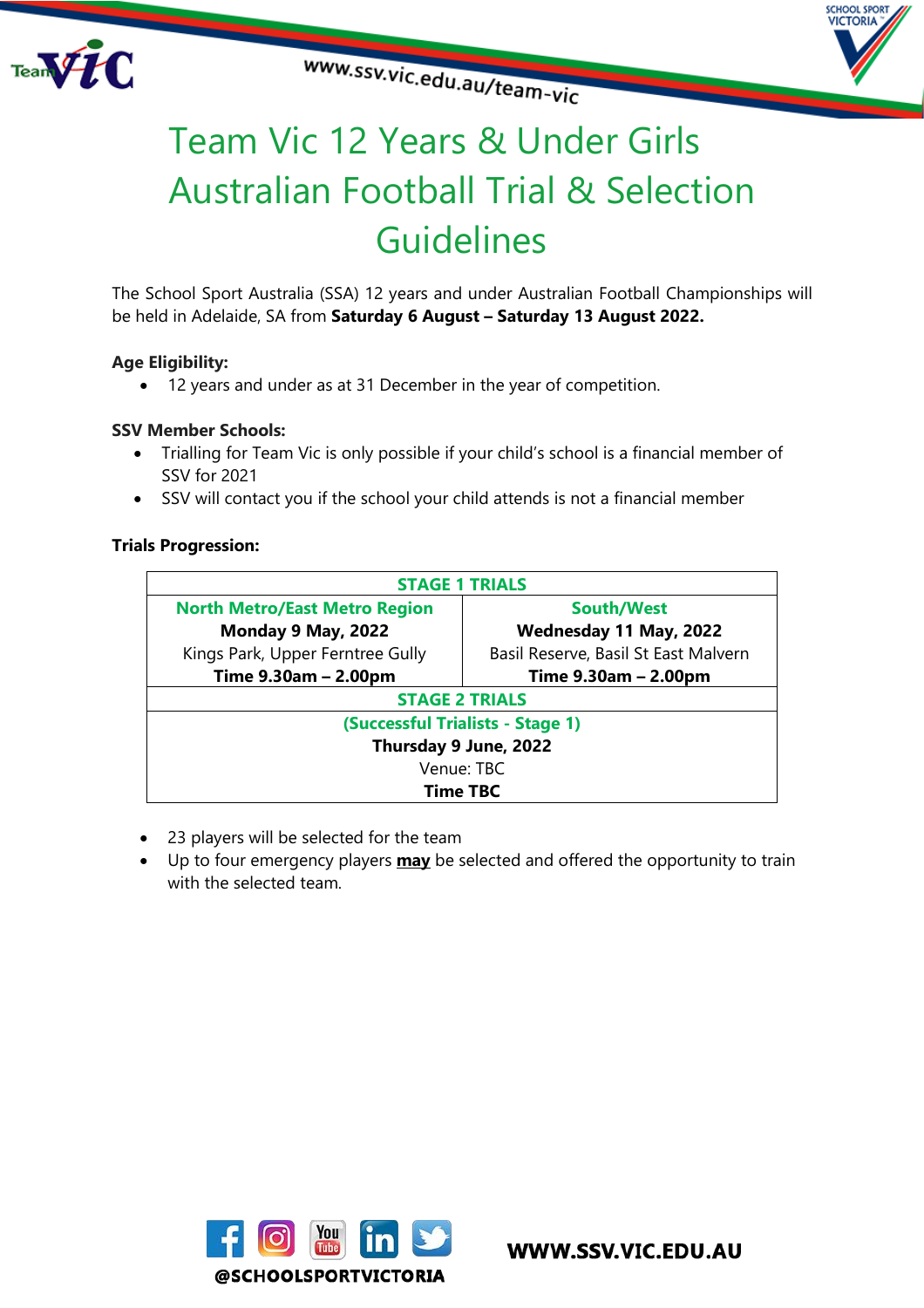# Team Vic 12 Years & Under Girls Australian Football Trial & Selection Guidelines

The School Sport Australia (SSA) 12 years and under Australian Football Championships will be held in Adelaide, SA from **Saturday 6 August – Saturday 13 August 2022.**

**Age Eligibility:**

- 12 years and under as at 31 December in the year of competition.

**SSV Member Schools:**

- Trialling for Team Vic is only possible if your child's school is a financial member of SSV for 2021
- SSV will contact you if the school your child attends is not a financial member

**Trials Progression:**

| STAGE 1 TRIALS | |
|---|---|
| **North Metro/East Metro Region**<br>**Monday 9 May, 2022**<br>Kings Park, Upper Ferntree Gully<br>**Time 9.30am – 2.00pm** | **South/West**<br>**Wednesday 11 May, 2022**<br>Basil Reserve, Basil St East Malvern<br>**Time 9.30am – 2.00pm** |
| **STAGE 2 TRIALS** | |
| **(Successful Trialists - Stage 1)**<br>**Thursday 9 June, 2022**<br>Venue: TBC<br>**Time TBC** | |

- 23 players will be selected for the team
- Up to four emergency players **may** be selected and offered the opportunity to train with the selected team.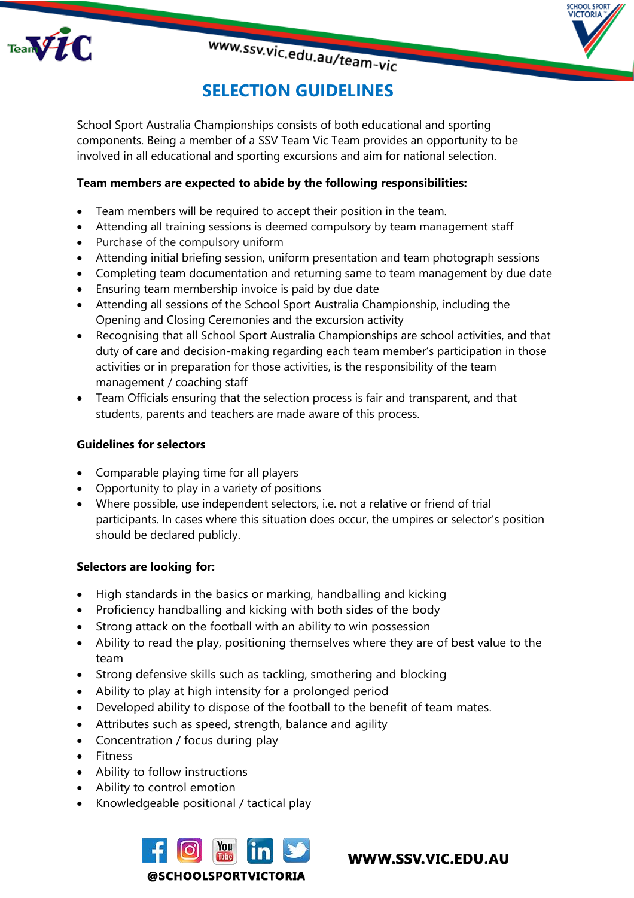# SELECTION GUIDELINES

School Sport Australia Championships consists of both educational and sporting components. Being a member of a SSV Team Vic Team provides an opportunity to be involved in all educational and sporting excursions and aim for national selection.

**Team members are expected to abide by the following responsibilities:**

- Team members will be required to accept their position in the team.
- Attending all training sessions is deemed compulsory by team management staff
- Purchase of the compulsory uniform
- Attending initial briefing session, uniform presentation and team photograph sessions
- Completing team documentation and returning same to team management by due date
- Ensuring team membership invoice is paid by due date
- Attending all sessions of the School Sport Australia Championship, including the Opening and Closing Ceremonies and the excursion activity
- Recognising that all School Sport Australia Championships are school activities, and that duty of care and decision-making regarding each team member's participation in those activities or in preparation for those activities, is the responsibility of the team management / coaching staff
- Team Officials ensuring that the selection process is fair and transparent, and that students, parents and teachers are made aware of this process.

**Guidelines for selectors**

- Comparable playing time for all players
- Opportunity to play in a variety of positions
- Where possible, use independent selectors, i.e. not a relative or friend of trial participants. In cases where this situation does occur, the umpires or selector's position should be declared publicly.

**Selectors are looking for:**

- High standards in the basics or marking, handballing and kicking
- Proficiency handballing and kicking with both sides of the body
- Strong attack on the football with an ability to win possession
- Ability to read the play, positioning themselves where they are of best value to the team
- Strong defensive skills such as tackling, smothering and blocking
- Ability to play at high intensity for a prolonged period
- Developed ability to dispose of the football to the benefit of team mates.
- Attributes such as speed, strength, balance and agility
- Concentration / focus during play
- Fitness
- Ability to follow instructions
- Ability to control emotion
- Knowledgeable positional / tactical play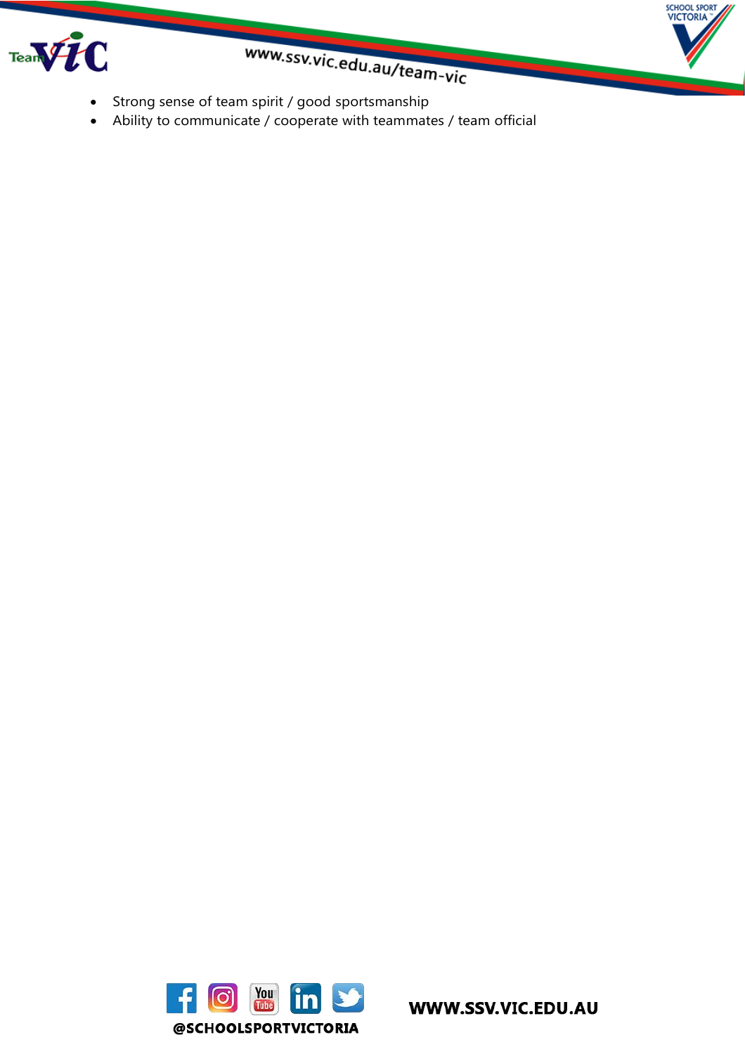- Strong sense of team spirit / good sportsmanship
- Ability to communicate / cooperate with teammates / team official